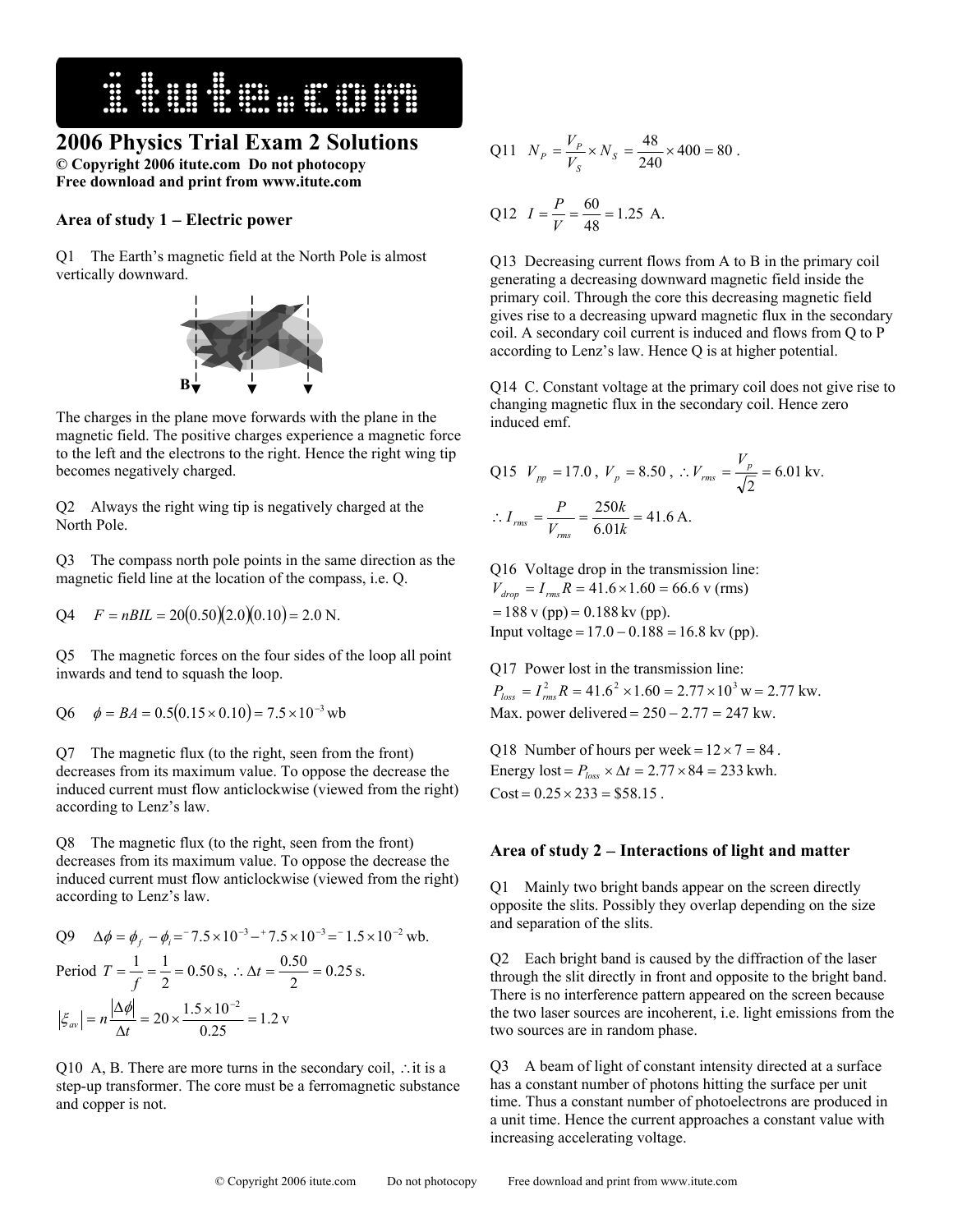# 2006 Physics Trial Exam 2 Solutions

**© Copyright 2006 itute.com Do not photocopy**
**Free download and print from www.itute.com**

## Area of study 1 – Electric power

Q1 The Earth's magnetic field at the North Pole is almost vertically downward.

The charges in the plane move forwards with the plane in the magnetic field. The positive charges experience a magnetic force to the left and the electrons to the right. Hence the right wing tip becomes negatively charged.

Q2 Always the right wing tip is negatively charged at the North Pole.

Q3 The compass north pole points in the same direction as the magnetic field line at the location of the compass, i.e. Q.

Q4 $F = nBIL = 20(0.50)(2.0)(0.10) = 2.0$ N.

Q5 The magnetic forces on the four sides of the loop all point inwards and tend to squash the loop.

Q6 $\phi = BA = 0.5(0.15 \times 0.10) = 7.5 \times 10^{-3}$ wb

Q7 The magnetic flux (to the right, seen from the front) decreases from its maximum value. To oppose the decrease the induced current must flow anticlockwise (viewed from the right) according to Lenz's law.

Q8 The magnetic flux (to the right, seen from the front) decreases from its maximum value. To oppose the decrease the induced current must flow anticlockwise (viewed from the right) according to Lenz's law.

Q9 $\Delta\phi = \phi_f - \phi_i = {}^{-}7.5 \times 10^{-3} - {}^{+}7.5 \times 10^{-3} = {}^{-}1.5 \times 10^{-2}$ wb.

Period $T = \frac{1}{f} = \frac{1}{2} = 0.50$ s, $\therefore \Delta t = \frac{0.50}{2} = 0.25$ s.

$|\xi_{av}| = n\frac{|\Delta\phi|}{\Delta t} = 20 \times \frac{1.5 \times 10^{-2}}{0.25} = 1.2$ v

Q10 A, B. There are more turns in the secondary coil, $\therefore$ it is a step-up transformer. The core must be a ferromagnetic substance and copper is not.

Q11 $N_P = \frac{V_P}{V_S} \times N_S = \frac{48}{240} \times 400 = 80$.

Q12 $I = \frac{P}{V} = \frac{60}{48} = 1.25$ A.

Q13 Decreasing current flows from A to B in the primary coil generating a decreasing downward magnetic field inside the primary coil. Through the core this decreasing magnetic field gives rise to a decreasing upward magnetic flux in the secondary coil. A secondary coil current is induced and flows from Q to P according to Lenz's law. Hence Q is at higher potential.

Q14 C. Constant voltage at the primary coil does not give rise to changing magnetic flux in the secondary coil. Hence zero induced emf.

Q15 $V_{pp} = 17.0$, $V_p = 8.50$, $\therefore V_{rms} = \frac{V_p}{\sqrt{2}} = 6.01$ kv.

$\therefore I_{rms} = \frac{P}{V_{rms}} = \frac{250k}{6.01k} = 41.6$ A.

Q16 Voltage drop in the transmission line:
$V_{drop} = I_{rms}R = 41.6 \times 1.60 = 66.6$ v (rms)
$= 188$ v (pp) $= 0.188$ kv (pp).
Input voltage $= 17.0 - 0.188 = 16.8$ kv (pp).

Q17 Power lost in the transmission line:
$P_{loss} = I_{rms}^2 R = 41.6^2 \times 1.60 = 2.77 \times 10^3$ w $= 2.77$ kw.
Max. power delivered $= 250 - 2.77 = 247$ kw.

Q18 Number of hours per week $= 12 \times 7 = 84$.
Energy lost $= P_{loss} \times \Delta t = 2.77 \times 84 = 233$ kwh.
Cost $= 0.25 \times 233 = \$58.15$.

## Area of study 2 – Interactions of light and matter

Q1 Mainly two bright bands appear on the screen directly opposite the slits. Possibly they overlap depending on the size and separation of the slits.

Q2 Each bright band is caused by the diffraction of the laser through the slit directly in front and opposite to the bright band. There is no interference pattern appeared on the screen because the two laser sources are incoherent, i.e. light emissions from the two sources are in random phase.

Q3 A beam of light of constant intensity directed at a surface has a constant number of photons hitting the surface per unit time. Thus a constant number of photoelectrons are produced in a unit time. Hence the current approaches a constant value with increasing accelerating voltage.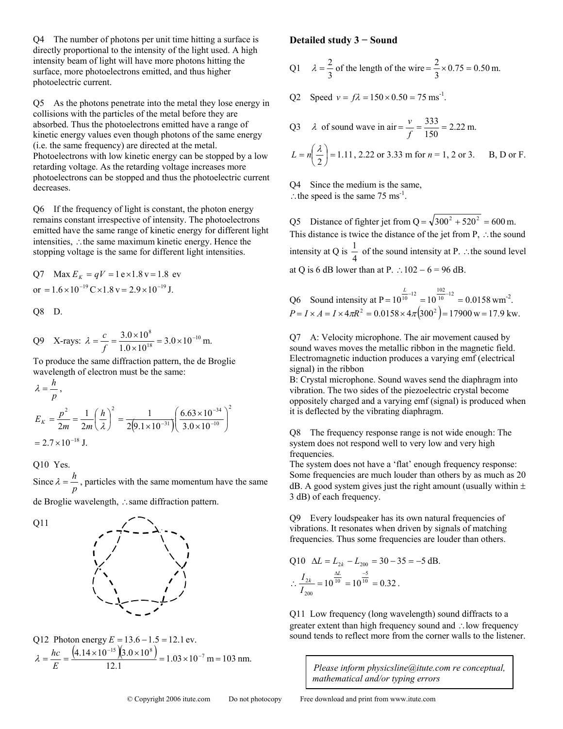Q4 The number of photons per unit time hitting a surface is directly proportional to the intensity of the light used. A high intensity beam of light will have more photons hitting the surface, more photoelectrons emitted, and thus higher photoelectric current.

Q5 As the photons penetrate into the metal they lose energy in collisions with the particles of the metal before they are absorbed. Thus the photoelectrons emitted have a range of kinetic energy values even though photons of the same energy (i.e. the same frequency) are directed at the metal. Photoelectrons with low kinetic energy can be stopped by a low retarding voltage. As the retarding voltage increases more photoelectrons can be stopped and thus the photoelectric current decreases.

Q6 If the frequency of light is constant, the photon energy remains constant irrespective of intensity. The photoelectrons emitted have the same range of kinetic energy for different light intensities, $\therefore$ the same maximum kinetic energy. Hence the stopping voltage is the same for different light intensities.

Q7 Max $E_K = qV = 1\,\text{e} \times 1.8\,\text{v} = 1.8$ ev

or $= 1.6 \times 10^{-19}\,\text{C} \times 1.8\,\text{v} = 2.9 \times 10^{-19}$ J.

Q8 D.

Q9 X-rays: $\lambda = \dfrac{c}{f} = \dfrac{3.0 \times 10^{8}}{1.0 \times 10^{18}} = 3.0 \times 10^{-10}$ m.

To produce the same diffraction pattern, the de Broglie wavelength of electron must be the same:

$\lambda = \dfrac{h}{p}$,

$$E_K = \frac{p^2}{2m} = \frac{1}{2m}\left(\frac{h}{\lambda}\right)^2 = \frac{1}{2\left(9.1 \times 10^{-31}\right)}\left(\frac{6.63 \times 10^{-34}}{3.0 \times 10^{-10}}\right)^2$$

$= 2.7 \times 10^{-18}$ J.

Q10 Yes.

Since $\lambda = \dfrac{h}{p}$, particles with the same momentum have the same de Broglie wavelength, $\therefore$ same diffraction pattern.

Q11

Q12 Photon energy $E = 13.6 - 1.5 = 12.1$ ev.

$$\lambda = \frac{hc}{E} = \frac{\left(4.14 \times 10^{-15}\right)\left(3.0 \times 10^{8}\right)}{12.1} = 1.03 \times 10^{-7}\,\text{m} = 103\,\text{nm}.$$

**Detailed study 3 − Sound**

Q1 $\lambda = \dfrac{2}{3}$ of the length of the wire $= \dfrac{2}{3} \times 0.75 = 0.50$ m.

Q2 Speed $v = f\lambda = 150 \times 0.50 = 75$ ms$^{-1}$.

Q3 $\lambda$ of sound wave in air $= \dfrac{v}{f} = \dfrac{333}{150} = 2.22$ m.

$L = n\left(\dfrac{\lambda}{2}\right) = 1.11$, 2.22 or 3.33 m for $n = 1$, 2 or 3. B, D or F.

Q4 Since the medium is the same,
$\therefore$ the speed is the same 75 ms$^{-1}$.

Q5 Distance of fighter jet from Q $= \sqrt{300^2 + 520^2} = 600$ m. This distance is twice the distance of the jet from P, $\therefore$ the sound intensity at Q is $\dfrac{1}{4}$ of the sound intensity at P. $\therefore$ the sound level at Q is 6 dB lower than at P. $\therefore 102 - 6 = 96$ dB.

Q6 Sound intensity at P $= 10^{\frac{L}{10} - 12} = 10^{\frac{102}{10} - 12} = 0.0158$ wm$^{-2}$.

$P = I \times A = I \times 4\pi R^2 = 0.0158 \times 4\pi\left(300^2\right) = 17900\,\text{w} = 17.9$ kw.

Q7 A: Velocity microphone. The air movement caused by sound waves moves the metallic ribbon in the magnetic field. Electromagnetic induction produces a varying emf (electrical signal) in the ribbon

B: Crystal microphone. Sound waves send the diaphragm into vibration. The two sides of the piezoelectric crystal become oppositely charged and a varying emf (signal) is produced when it is deflected by the vibrating diaphragm.

Q8 The frequency response range is not wide enough: The system does not respond well to very low and very high frequencies.

The system does not have a 'flat' enough frequency response: Some frequencies are much louder than others by as much as 20 dB. A good system gives just the right amount (usually within ± 3 dB) of each frequency.

Q9 Every loudspeaker has its own natural frequencies of vibrations. It resonates when driven by signals of matching frequencies. Thus some frequencies are louder than others.

Q10 $\Delta L = L_{2k} - L_{200} = 30 - 35 = -5$ dB.

$\therefore \dfrac{I_{2k}}{I_{200}} = 10^{\frac{\Delta L}{10}} = 10^{\frac{-5}{10}} = 0.32$.

Q11 Low frequency (long wavelength) sound diffracts to a greater extent than high frequency sound and $\therefore$ low frequency sound tends to reflect more from the corner walls to the listener.

*Please inform physicsline@itute.com re conceptual, mathematical and/or typing errors*

© Copyright 2006 itute.com Do not photocopy Free download and print from www.itute.com